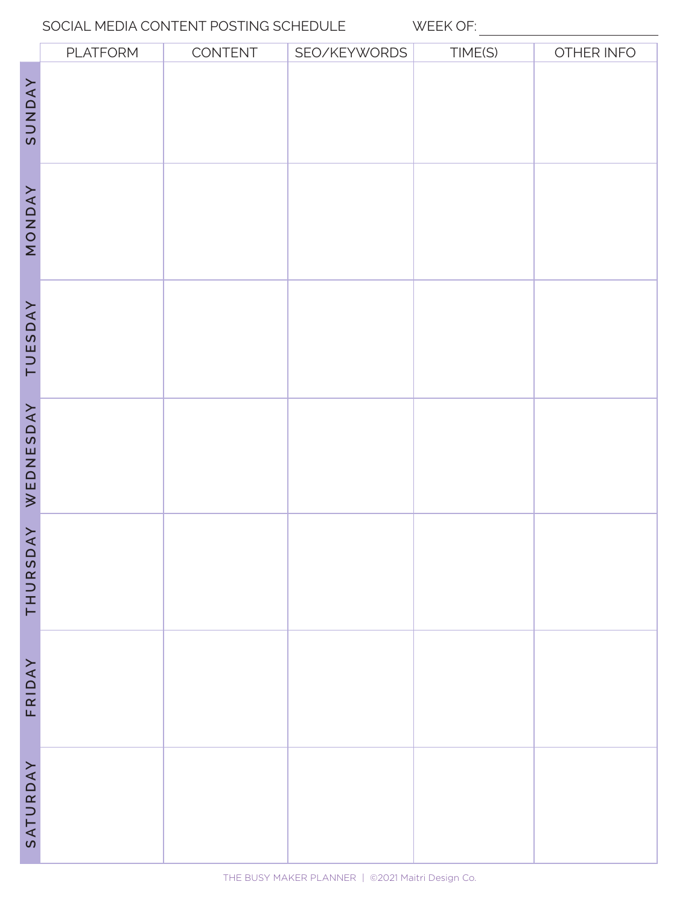SOCIAL MEDIA CONTENT POSTING SCHEDULE WEEK OF: ______________________

| | PLATFORM | CONTENT | SEO/KEYWORDS | TIME(S) | OTHER INFO |
|---|---|---|---|---|---|
| SUNDAY | | | | | |
| MONDAY | | | | | |
| TUESDAY | | | | | |
| WEDNESDAY | | | | | |
| THURSDAY | | | | | |
| FRIDAY | | | | | |
| SATURDAY | | | | | |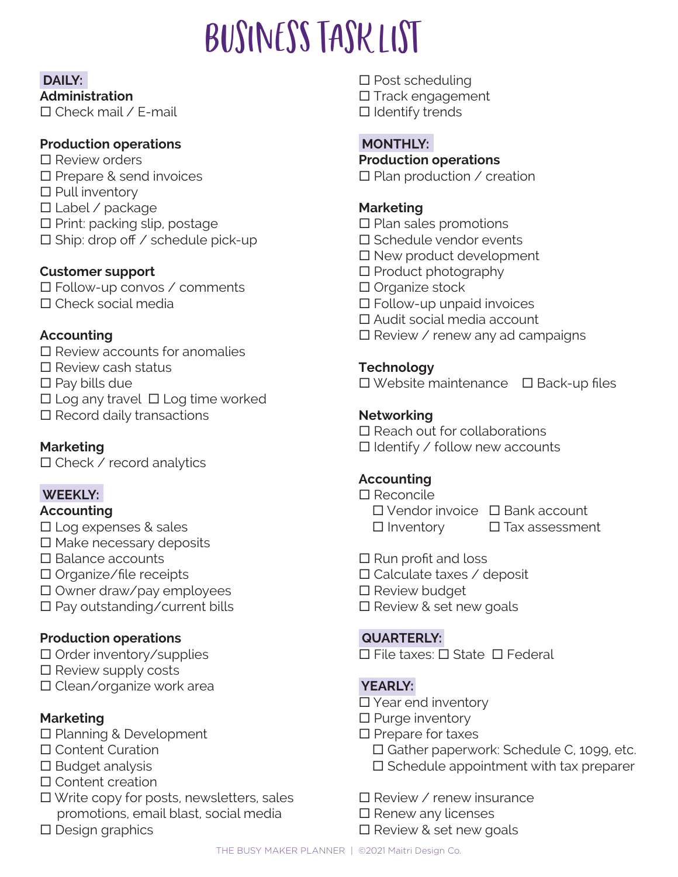# BUSINESS TASK LIST

## DAILY:

### Administration
- ☐ Check mail / E-mail

### Production operations
- ☐ Review orders
- ☐ Prepare & send invoices
- ☐ Pull inventory
- ☐ Label / package
- ☐ Print: packing slip, postage
- ☐ Ship: drop off / schedule pick-up

### Customer support
- ☐ Follow-up convos / comments
- ☐ Check social media

### Accounting
- ☐ Review accounts for anomalies
- ☐ Review cash status
- ☐ Pay bills due
- ☐ Log any travel ☐ Log time worked
- ☐ Record daily transactions

### Marketing
- ☐ Check / record analytics

## WEEKLY:

### Accounting
- ☐ Log expenses & sales
- ☐ Make necessary deposits
- ☐ Balance accounts
- ☐ Organize/file receipts
- ☐ Owner draw/pay employees
- ☐ Pay outstanding/current bills

### Production operations
- ☐ Order inventory/supplies
- ☐ Review supply costs
- ☐ Clean/organize work area

### Marketing
- ☐ Planning & Development
- ☐ Content Curation
- ☐ Budget analysis
- ☐ Content creation
- ☐ Write copy for posts, newsletters, sales promotions, email blast, social media
- ☐ Design graphics
- ☐ Post scheduling
- ☐ Track engagement
- ☐ Identify trends

## MONTHLY:

### Production operations
- ☐ Plan production / creation

### Marketing
- ☐ Plan sales promotions
- ☐ Schedule vendor events
- ☐ New product development
- ☐ Product photography
- ☐ Organize stock
- ☐ Follow-up unpaid invoices
- ☐ Audit social media account
- ☐ Review / renew any ad campaigns

### Technology
- ☐ Website maintenance ☐ Back-up files

### Networking
- ☐ Reach out for collaborations
- ☐ Identify / follow new accounts

### Accounting
- ☐ Reconcile
  - ☐ Vendor invoice ☐ Bank account
  - ☐ Inventory ☐ Tax assessment

- ☐ Run profit and loss
- ☐ Calculate taxes / deposit
- ☐ Review budget
- ☐ Review & set new goals

## QUARTERLY:
- ☐ File taxes: ☐ State ☐ Federal

## YEARLY:
- ☐ Year end inventory
- ☐ Purge inventory
- ☐ Prepare for taxes
  - ☐ Gather paperwork: Schedule C, 1099, etc.
  - ☐ Schedule appointment with tax preparer

- ☐ Review / renew insurance
- ☐ Renew any licenses
- ☐ Review & set new goals